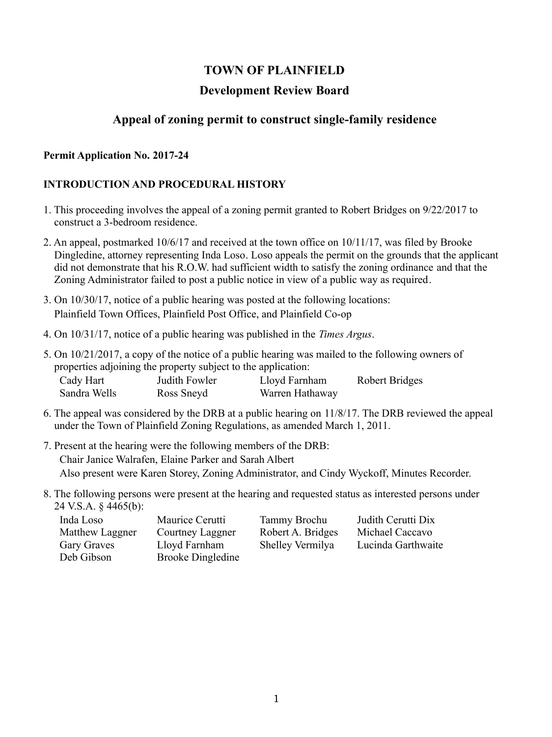# TOWN OF PLAINFIELD

## Development Review Board

## Appeal of zoning permit to construct single-family residence

**Permit Application No. 2017-24**

### INTRODUCTION AND PROCEDURAL HISTORY

1. This proceeding involves the appeal of a zoning permit granted to Robert Bridges on 9/22/2017 to construct a 3-bedroom residence.

2. An appeal, postmarked 10/6/17 and received at the town office on 10/11/17, was filed by Brooke Dingledine, attorney representing Inda Loso. Loso appeals the permit on the grounds that the applicant did not demonstrate that his R.O.W. had sufficient width to satisfy the zoning ordinance and that the Zoning Administrator failed to post a public notice in view of a public way as required.

3. On 10/30/17, notice of a public hearing was posted at the following locations:
   Plainfield Town Offices, Plainfield Post Office, and Plainfield Co-op

4. On 10/31/17, notice of a public hearing was published in the *Times Argus*.

5. On 10/21/2017, a copy of the notice of a public hearing was mailed to the following owners of properties adjoining the property subject to the application:

| | | | |
|---|---|---|---|
| Cady Hart | Judith Fowler | Lloyd Farnham | Robert Bridges |
| Sandra Wells | Ross Sneyd | Warren Hathaway | |

6. The appeal was considered by the DRB at a public hearing on 11/8/17. The DRB reviewed the appeal under the Town of Plainfield Zoning Regulations, as amended March 1, 2011.

7. Present at the hearing were the following members of the DRB:
   Chair Janice Walrafen, Elaine Parker and Sarah Albert
   Also present were Karen Storey, Zoning Administrator, and Cindy Wyckoff, Minutes Recorder.

8. The following persons were present at the hearing and requested status as interested persons under 24 V.S.A. § 4465(b):

| | | | |
|---|---|---|---|
| Inda Loso | Maurice Cerutti | Tammy Brochu | Judith Cerutti Dix |
| Matthew Laggner | Courtney Laggner | Robert A. Bridges | Michael Caccavo |
| Gary Graves | Lloyd Farnham | Shelley Vermilya | Lucinda Garthwaite |
| Deb Gibson | Brooke Dingledine | | |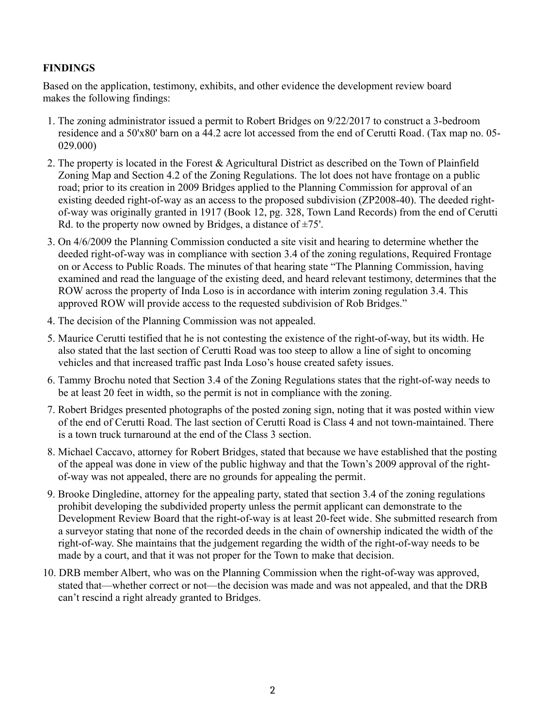**FINDINGS**

Based on the application, testimony, exhibits, and other evidence the development review board makes the following findings:

1. The zoning administrator issued a permit to Robert Bridges on 9/22/2017 to construct a 3-bedroom residence and a 50'x80' barn on a 44.2 acre lot accessed from the end of Cerutti Road. (Tax map no. 05-029.000)
2. The property is located in the Forest & Agricultural District as described on the Town of Plainfield Zoning Map and Section 4.2 of the Zoning Regulations. The lot does not have frontage on a public road; prior to its creation in 2009 Bridges applied to the Planning Commission for approval of an existing deeded right-of-way as an access to the proposed subdivision (ZP2008-40). The deeded right-of-way was originally granted in 1917 (Book 12, pg. 328, Town Land Records) from the end of Cerutti Rd. to the property now owned by Bridges, a distance of ±75'.
3. On 4/6/2009 the Planning Commission conducted a site visit and hearing to determine whether the deeded right-of-way was in compliance with section 3.4 of the zoning regulations, Required Frontage on or Access to Public Roads. The minutes of that hearing state "The Planning Commission, having examined and read the language of the existing deed, and heard relevant testimony, determines that the ROW across the property of Inda Loso is in accordance with interim zoning regulation 3.4. This approved ROW will provide access to the requested subdivision of Rob Bridges."
4. The decision of the Planning Commission was not appealed.
5. Maurice Cerutti testified that he is not contesting the existence of the right-of-way, but its width. He also stated that the last section of Cerutti Road was too steep to allow a line of sight to oncoming vehicles and that increased traffic past Inda Loso's house created safety issues.
6. Tammy Brochu noted that Section 3.4 of the Zoning Regulations states that the right-of-way needs to be at least 20 feet in width, so the permit is not in compliance with the zoning.
7. Robert Bridges presented photographs of the posted zoning sign, noting that it was posted within view of the end of Cerutti Road. The last section of Cerutti Road is Class 4 and not town-maintained. There is a town truck turnaround at the end of the Class 3 section.
8. Michael Caccavo, attorney for Robert Bridges, stated that because we have established that the posting of the appeal was done in view of the public highway and that the Town's 2009 approval of the right-of-way was not appealed, there are no grounds for appealing the permit.
9. Brooke Dingledine, attorney for the appealing party, stated that section 3.4 of the zoning regulations prohibit developing the subdivided property unless the permit applicant can demonstrate to the Development Review Board that the right-of-way is at least 20-feet wide. She submitted research from a surveyor stating that none of the recorded deeds in the chain of ownership indicated the width of the right-of-way. She maintains that the judgement regarding the width of the right-of-way needs to be made by a court, and that it was not proper for the Town to make that decision.
10. DRB member Albert, who was on the Planning Commission when the right-of-way was approved, stated that—whether correct or not—the decision was made and was not appealed, and that the DRB can't rescind a right already granted to Bridges.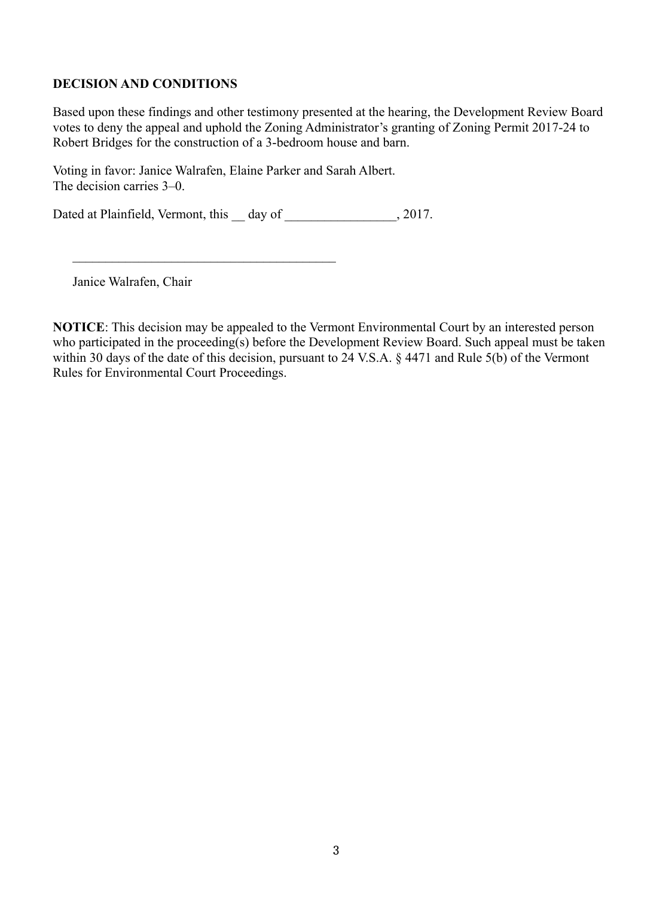**DECISION AND CONDITIONS**

Based upon these findings and other testimony presented at the hearing, the Development Review Board votes to deny the appeal and uphold the Zoning Administrator's granting of Zoning Permit 2017-24 to Robert Bridges for the construction of a 3-bedroom house and barn.

Voting in favor: Janice Walrafen, Elaine Parker and Sarah Albert.
The decision carries 3–0.

Dated at Plainfield, Vermont, this __ day of _________________, 2017.

________________________________________

Janice Walrafen, Chair

**NOTICE**: This decision may be appealed to the Vermont Environmental Court by an interested person who participated in the proceeding(s) before the Development Review Board. Such appeal must be taken within 30 days of the date of this decision, pursuant to 24 V.S.A. § 4471 and Rule 5(b) of the Vermont Rules for Environmental Court Proceedings.